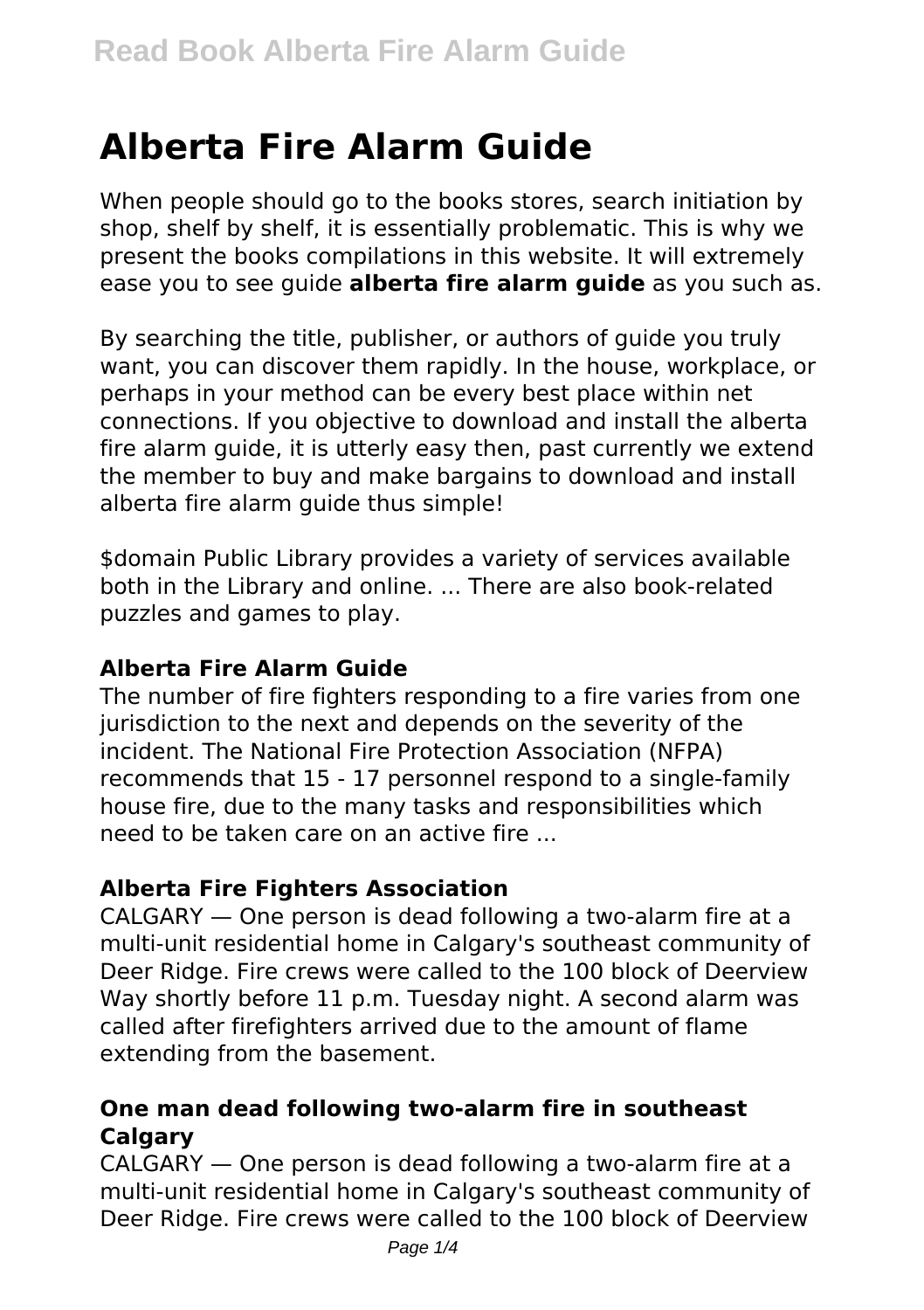# Alberta Fire Alarm Guide

When people should go to the books stores, search initiation by shop, shelf by shelf, it is essentially problematic. This is why we present the books compilations in this website. It will extremely ease you to see guide **alberta fire alarm guide** as you such as.

By searching the title, publisher, or authors of guide you truly want, you can discover them rapidly. In the house, workplace, or perhaps in your method can be every best place within net connections. If you objective to download and install the alberta fire alarm guide, it is utterly easy then, past currently we extend the member to buy and make bargains to download and install alberta fire alarm guide thus simple!

$domain Public Library provides a variety of services available both in the Library and online. ... There are also book-related puzzles and games to play.

### Alberta Fire Alarm Guide

The number of fire fighters responding to a fire varies from one jurisdiction to the next and depends on the severity of the incident. The National Fire Protection Association (NFPA) recommends that 15 - 17 personnel respond to a single-family house fire, due to the many tasks and responsibilities which need to be taken care on an active fire ...

### Alberta Fire Fighters Association

CALGARY — One person is dead following a two-alarm fire at a multi-unit residential home in Calgary's southeast community of Deer Ridge. Fire crews were called to the 100 block of Deerview Way shortly before 11 p.m. Tuesday night. A second alarm was called after firefighters arrived due to the amount of flame extending from the basement.

### One man dead following two-alarm fire in southeast Calgary

CALGARY — One person is dead following a two-alarm fire at a multi-unit residential home in Calgary's southeast community of Deer Ridge. Fire crews were called to the 100 block of Deerview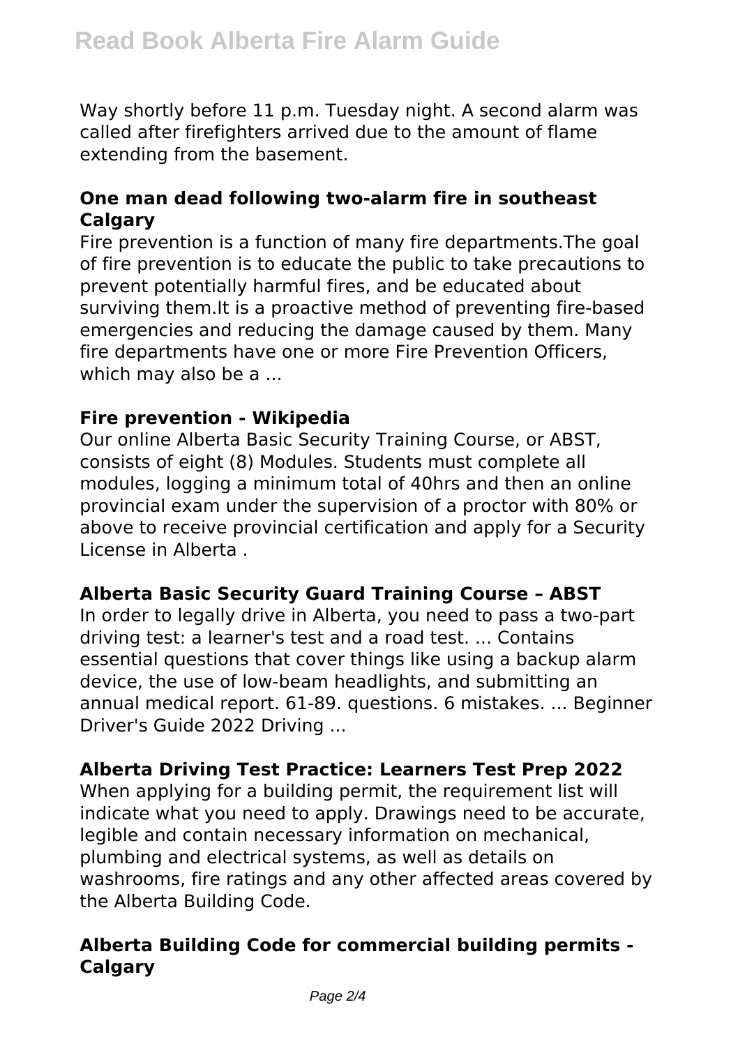Way shortly before 11 p.m. Tuesday night. A second alarm was called after firefighters arrived due to the amount of flame extending from the basement.

### One man dead following two-alarm fire in southeast Calgary

Fire prevention is a function of many fire departments.The goal of fire prevention is to educate the public to take precautions to prevent potentially harmful fires, and be educated about surviving them.It is a proactive method of preventing fire-based emergencies and reducing the damage caused by them. Many fire departments have one or more Fire Prevention Officers, which may also be a ...

### Fire prevention - Wikipedia

Our online Alberta Basic Security Training Course, or ABST, consists of eight (8) Modules. Students must complete all modules, logging a minimum total of 40hrs and then an online provincial exam under the supervision of a proctor with 80% or above to receive provincial certification and apply for a Security License in Alberta .

### Alberta Basic Security Guard Training Course – ABST

In order to legally drive in Alberta, you need to pass a two-part driving test: a learner's test and a road test. ... Contains essential questions that cover things like using a backup alarm device, the use of low-beam headlights, and submitting an annual medical report. 61-89. questions. 6 mistakes. ... Beginner Driver's Guide 2022 Driving ...

### Alberta Driving Test Practice: Learners Test Prep 2022

When applying for a building permit, the requirement list will indicate what you need to apply. Drawings need to be accurate, legible and contain necessary information on mechanical, plumbing and electrical systems, as well as details on washrooms, fire ratings and any other affected areas covered by the Alberta Building Code.

### Alberta Building Code for commercial building permits - Calgary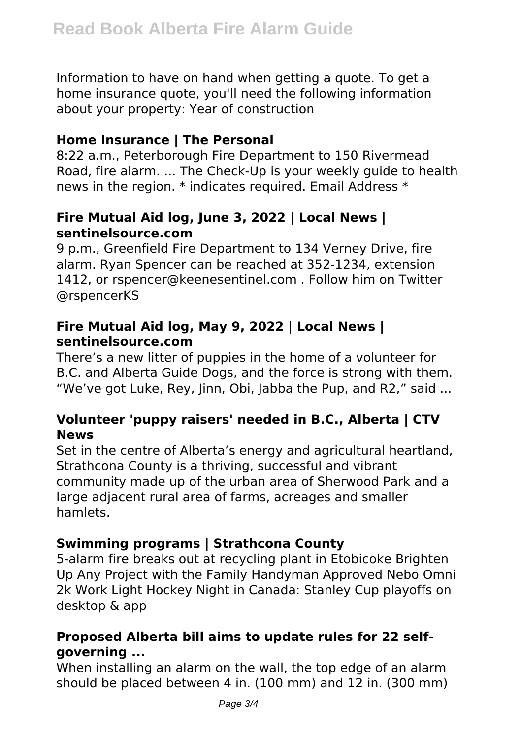Information to have on hand when getting a quote. To get a home insurance quote, you'll need the following information about your property: Year of construction

### Home Insurance | The Personal

8:22 a.m., Peterborough Fire Department to 150 Rivermead Road, fire alarm. ... The Check-Up is your weekly guide to health news in the region. * indicates required. Email Address *

### Fire Mutual Aid log, June 3, 2022 | Local News | sentinelsource.com

9 p.m., Greenfield Fire Department to 134 Verney Drive, fire alarm. Ryan Spencer can be reached at 352-1234, extension 1412, or rspencer@keenesentinel.com . Follow him on Twitter @rspencerKS

### Fire Mutual Aid log, May 9, 2022 | Local News | sentinelsource.com

There's a new litter of puppies in the home of a volunteer for B.C. and Alberta Guide Dogs, and the force is strong with them. "We've got Luke, Rey, Jinn, Obi, Jabba the Pup, and R2," said ...

### Volunteer 'puppy raisers' needed in B.C., Alberta | CTV News

Set in the centre of Alberta's energy and agricultural heartland, Strathcona County is a thriving, successful and vibrant community made up of the urban area of Sherwood Park and a large adjacent rural area of farms, acreages and smaller hamlets.

### Swimming programs | Strathcona County

5-alarm fire breaks out at recycling plant in Etobicoke Brighten Up Any Project with the Family Handyman Approved Nebo Omni 2k Work Light Hockey Night in Canada: Stanley Cup playoffs on desktop & app

### Proposed Alberta bill aims to update rules for 22 self-governing ...

When installing an alarm on the wall, the top edge of an alarm should be placed between 4 in. (100 mm) and 12 in. (300 mm)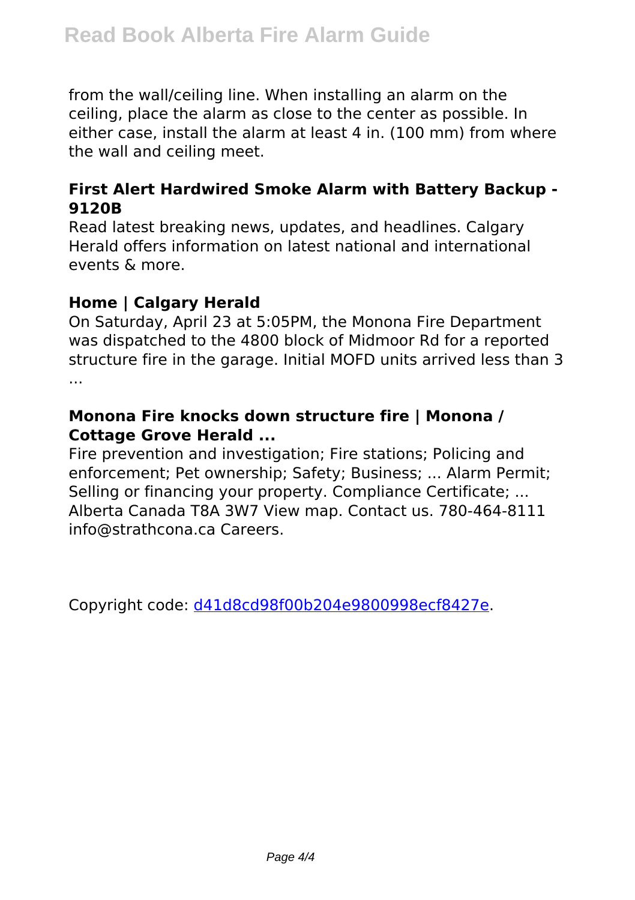from the wall/ceiling line. When installing an alarm on the ceiling, place the alarm as close to the center as possible. In either case, install the alarm at least 4 in. (100 mm) from where the wall and ceiling meet.

**First Alert Hardwired Smoke Alarm with Battery Backup - 9120B**

Read latest breaking news, updates, and headlines. Calgary Herald offers information on latest national and international events & more.

**Home | Calgary Herald**

On Saturday, April 23 at 5:05PM, the Monona Fire Department was dispatched to the 4800 block of Midmoor Rd for a reported structure fire in the garage. Initial MOFD units arrived less than 3 ...

**Monona Fire knocks down structure fire | Monona / Cottage Grove Herald ...**

Fire prevention and investigation; Fire stations; Policing and enforcement; Pet ownership; Safety; Business; ... Alarm Permit; Selling or financing your property. Compliance Certificate; ... Alberta Canada T8A 3W7 View map. Contact us. 780-464-8111 info@strathcona.ca Careers.

Copyright code: d41d8cd98f00b204e9800998ecf8427e.